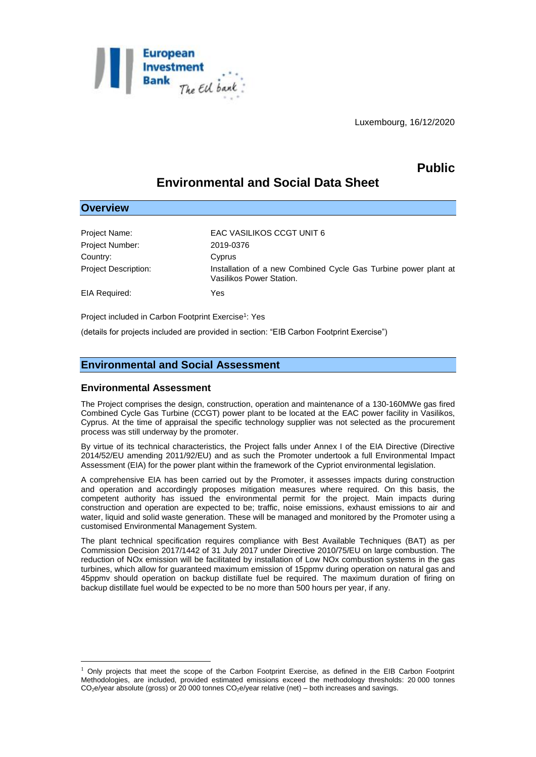Luxembourg, 16/12/2020

**Public**

# Environmental and Social Data Sheet

## Overview

| | |
|---|---|
| Project Name: | EAC VASILIKOS CCGT UNIT 6 |
| Project Number: | 2019-0376 |
| Country: | Cyprus |
| Project Description: | Installation of a new Combined Cycle Gas Turbine power plant at Vasilikos Power Station. |
| EIA Required: | Yes |

Project included in Carbon Footprint Exercise[1]: Yes

(details for projects included are provided in section: "EIB Carbon Footprint Exercise")

## Environmental and Social Assessment

### Environmental Assessment

The Project comprises the design, construction, operation and maintenance of a 130-160MWe gas fired Combined Cycle Gas Turbine (CCGT) power plant to be located at the EAC power facility in Vasilikos, Cyprus. At the time of appraisal the specific technology supplier was not selected as the procurement process was still underway by the promoter.

By virtue of its technical characteristics, the Project falls under Annex I of the EIA Directive (Directive 2014/52/EU amending 2011/92/EU) and as such the Promoter undertook a full Environmental Impact Assessment (EIA) for the power plant within the framework of the Cypriot environmental legislation.

A comprehensive EIA has been carried out by the Promoter, it assesses impacts during construction and operation and accordingly proposes mitigation measures where required. On this basis, the competent authority has issued the environmental permit for the project. Main impacts during construction and operation are expected to be; traffic, noise emissions, exhaust emissions to air and water, liquid and solid waste generation. These will be managed and monitored by the Promoter using a customised Environmental Management System.

The plant technical specification requires compliance with Best Available Techniques (BAT) as per Commission Decision 2017/1442 of 31 July 2017 under Directive 2010/75/EU on large combustion. The reduction of NOx emission will be facilitated by installation of Low NOx combustion systems in the gas turbines, which allow for guaranteed maximum emission of 15ppmv during operation on natural gas and 45ppmv should operation on backup distillate fuel be required. The maximum duration of firing on backup distillate fuel would be expected to be no more than 500 hours per year, if any.

[1] Only projects that meet the scope of the Carbon Footprint Exercise, as defined in the EIB Carbon Footprint Methodologies, are included, provided estimated emissions exceed the methodology thresholds: 20 000 tonnes $CO_2e$/year absolute (gross) or 20 000 tonnes $CO_2e$/year relative (net) – both increases and savings.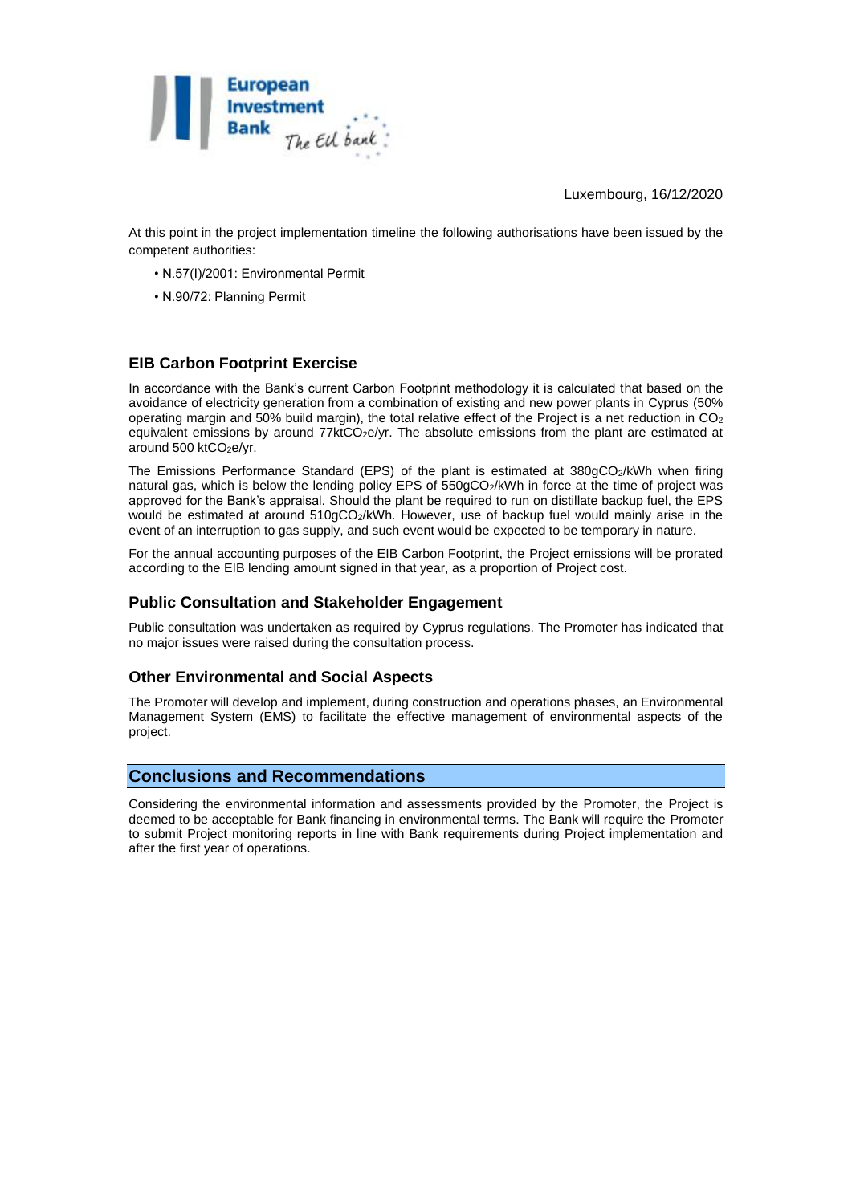Luxembourg, 16/12/2020

At this point in the project implementation timeline the following authorisations have been issued by the competent authorities:

- N.57(I)/2001: Environmental Permit
- N.90/72: Planning Permit

## EIB Carbon Footprint Exercise

In accordance with the Bank's current Carbon Footprint methodology it is calculated that based on the avoidance of electricity generation from a combination of existing and new power plants in Cyprus (50% operating margin and 50% build margin), the total relative effect of the Project is a net reduction in $CO_2$ equivalent emissions by around 77kt$CO_2$e/yr. The absolute emissions from the plant are estimated at around 500 kt$CO_2$e/yr.

The Emissions Performance Standard (EPS) of the plant is estimated at 380g$CO_2$/kWh when firing natural gas, which is below the lending policy EPS of 550g$CO_2$/kWh in force at the time of project was approved for the Bank's appraisal. Should the plant be required to run on distillate backup fuel, the EPS would be estimated at around 510g$CO_2$/kWh. However, use of backup fuel would mainly arise in the event of an interruption to gas supply, and such event would be expected to be temporary in nature.

For the annual accounting purposes of the EIB Carbon Footprint, the Project emissions will be prorated according to the EIB lending amount signed in that year, as a proportion of Project cost.

## Public Consultation and Stakeholder Engagement

Public consultation was undertaken as required by Cyprus regulations. The Promoter has indicated that no major issues were raised during the consultation process.

## Other Environmental and Social Aspects

The Promoter will develop and implement, during construction and operations phases, an Environmental Management System (EMS) to facilitate the effective management of environmental aspects of the project.

## Conclusions and Recommendations

Considering the environmental information and assessments provided by the Promoter, the Project is deemed to be acceptable for Bank financing in environmental terms. The Bank will require the Promoter to submit Project monitoring reports in line with Bank requirements during Project implementation and after the first year of operations.